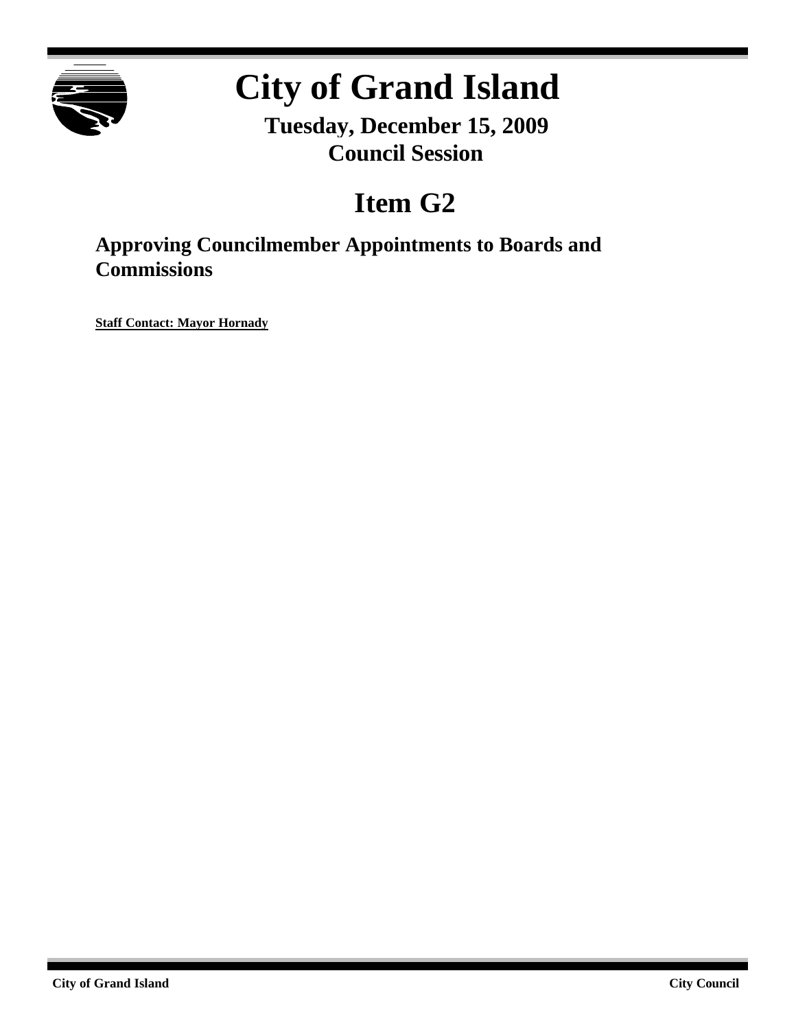# City of Grand Island

**Tuesday, December 15, 2009**
**Council Session**

## Item G2

### Approving Councilmember Appointments to Boards and Commissions

**Staff Contact: Mayor Hornady**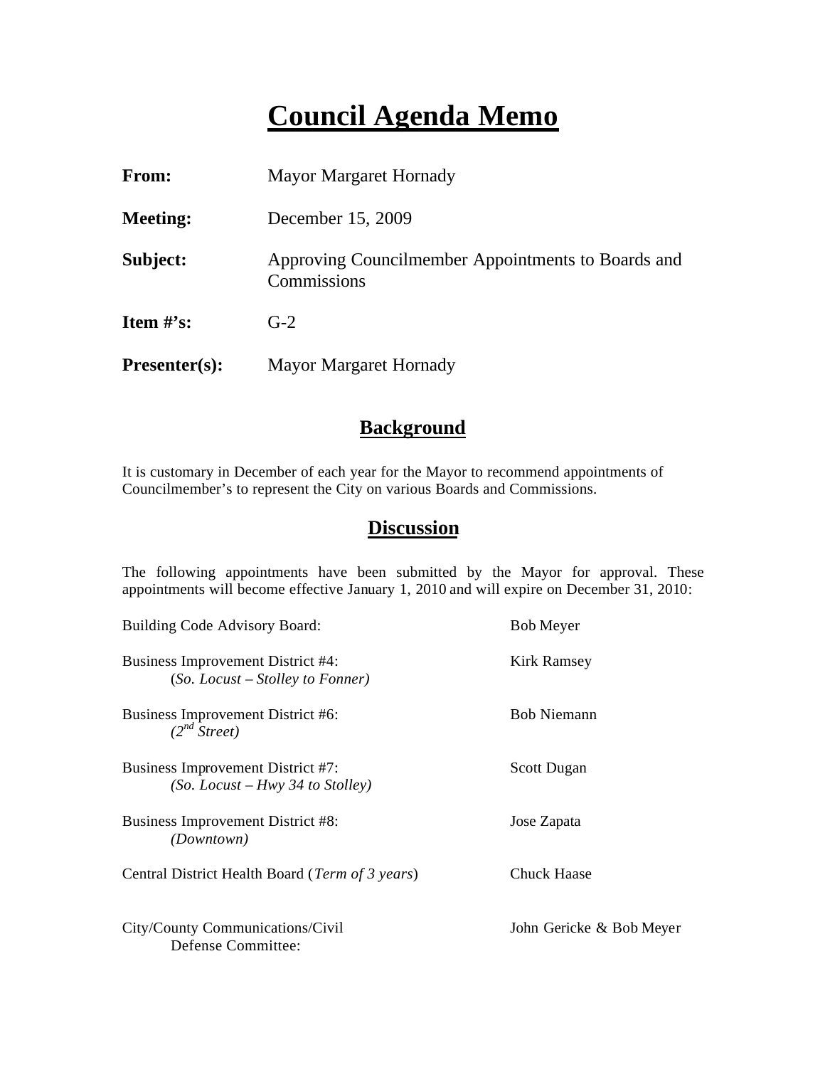# Council Agenda Memo

| | |
|---|---|
| **From:** | Mayor Margaret Hornady |
| **Meeting:** | December 15, 2009 |
| **Subject:** | Approving Councilmember Appointments to Boards and Commissions |
| **Item #'s:** | G-2 |
| **Presenter(s):** | Mayor Margaret Hornady |

## Background

It is customary in December of each year for the Mayor to recommend appointments of Councilmember's to represent the City on various Boards and Commissions.

## Discussion

The following appointments have been submitted by the Mayor for approval. These appointments will become effective January 1, 2010 and will expire on December 31, 2010:

| Board/Commission | Appointee |
|---|---|
| Building Code Advisory Board: | Bob Meyer |
| Business Improvement District #4: (*So. Locust – Stolley to Fonner)* | Kirk Ramsey |
| Business Improvement District #6: *(2nd Street)* | Bob Niemann |
| Business Improvement District #7: *(So. Locust – Hwy 34 to Stolley)* | Scott Dugan |
| Business Improvement District #8: *(Downtown)* | Jose Zapata |
| Central District Health Board (*Term of 3 years*) | Chuck Haase |
| City/County Communications/Civil Defense Committee: | John Gericke & Bob Meyer |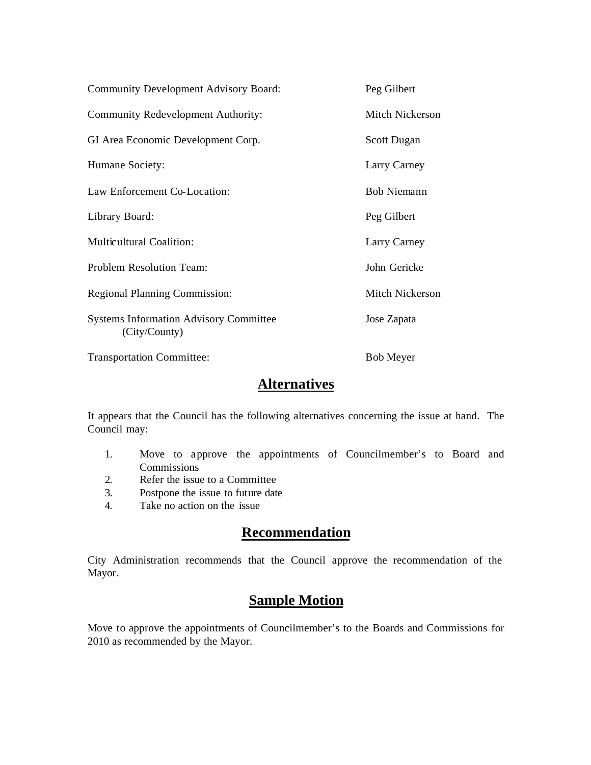| | |
|---|---|
| Community Development Advisory Board: | Peg Gilbert |
| Community Redevelopment Authority: | Mitch Nickerson |
| GI Area Economic Development Corp. | Scott Dugan |
| Humane Society: | Larry Carney |
| Law Enforcement Co-Location: | Bob Niemann |
| Library Board: | Peg Gilbert |
| Multicultural Coalition: | Larry Carney |
| Problem Resolution Team: | John Gericke |
| Regional Planning Commission: | Mitch Nickerson |
| Systems Information Advisory Committee (City/County) | Jose Zapata |
| Transportation Committee: | Bob Meyer |

## Alternatives

It appears that the Council has the following alternatives concerning the issue at hand. The Council may:

1. Move to approve the appointments of Councilmember's to Board and Commissions
2. Refer the issue to a Committee
3. Postpone the issue to future date
4. Take no action on the issue

## Recommendation

City Administration recommends that the Council approve the recommendation of the Mayor.

## Sample Motion

Move to approve the appointments of Councilmember's to the Boards and Commissions for 2010 as recommended by the Mayor.